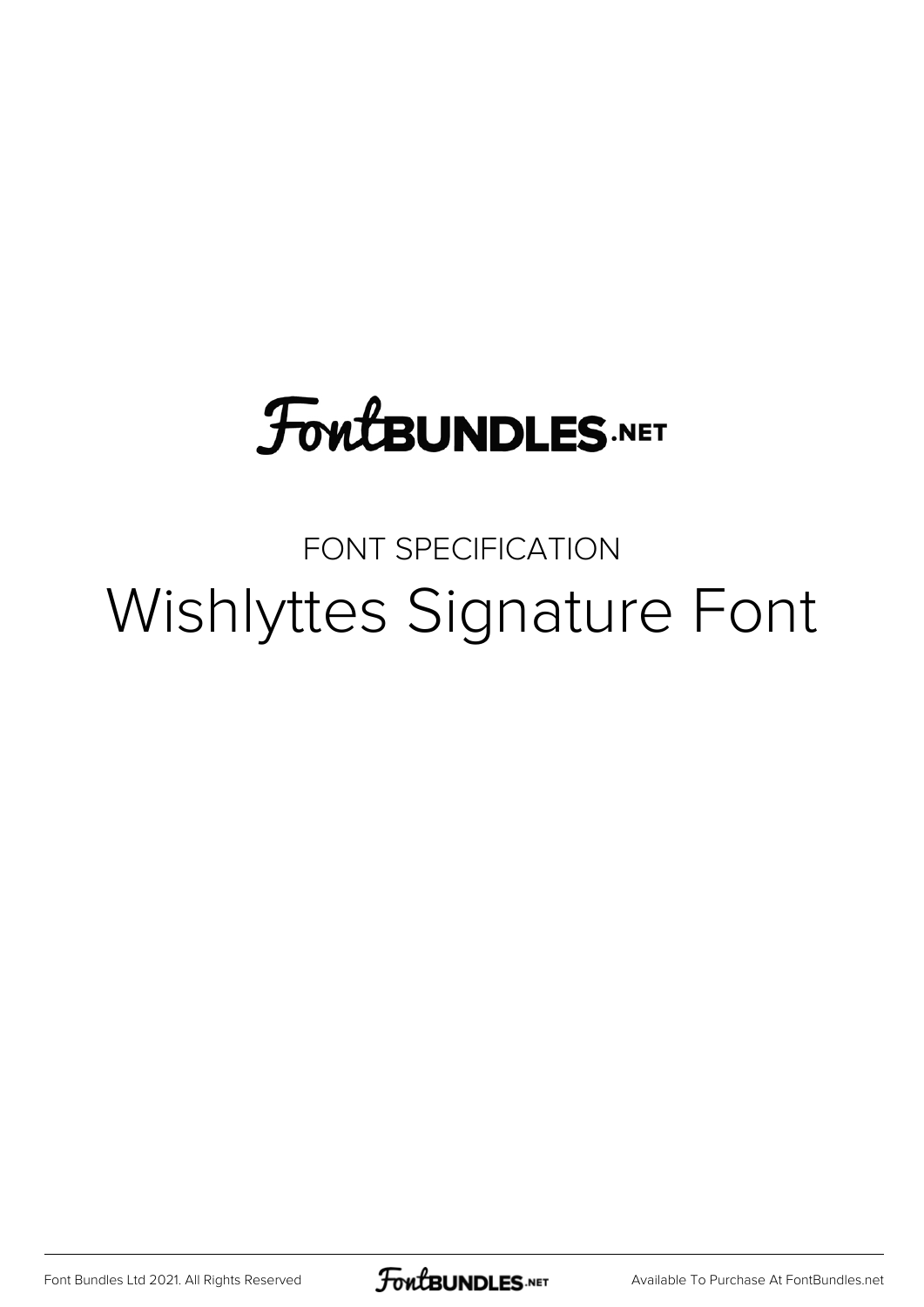FontBUNDLES.NET

FONT SPECIFICATION

# Wishlyttes Signature Font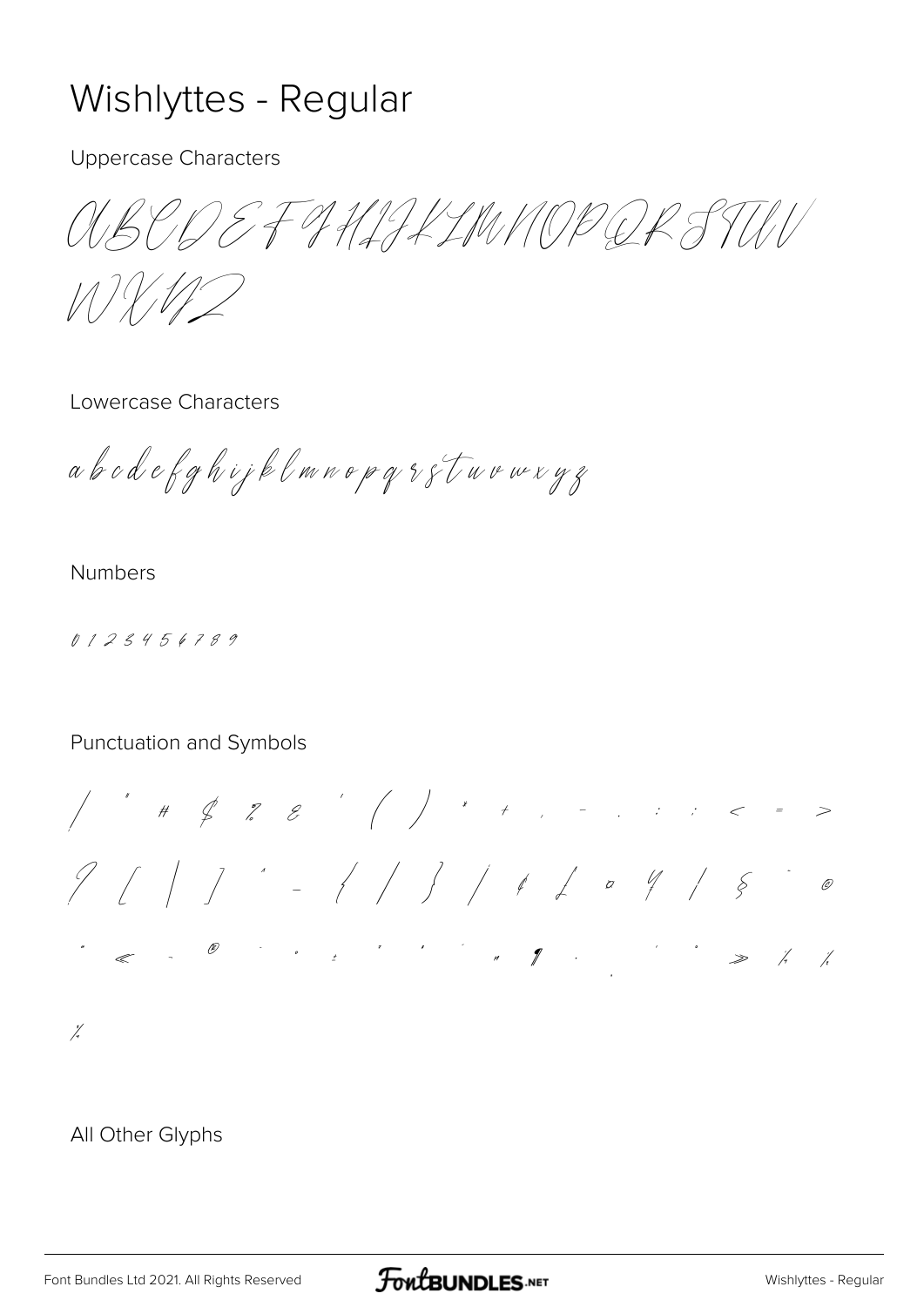# Wishlyttes - Regular

Uppercase Characters

A B C D E F G H I J K L M N O P Q R S T U V W X Y Z

Lowercase Characters

a b c d e f g h i j k l m n o p q r s t u v w x y z

Numbers

0 1 2 3 4 5 6 7 8 9

Punctuation and Symbols

/ " # $ % & ' ( ) * + , - . : ; < = > ? [ \ ] ^ _ { | } ~ ¢ £ ¤ ¥ ¦ § ¨ © ª « ¬ ® ¯ ° ± ² ³ ´ µ ¶ · ¸ ¹ º » ¼ ½ ¾

All Other Glyphs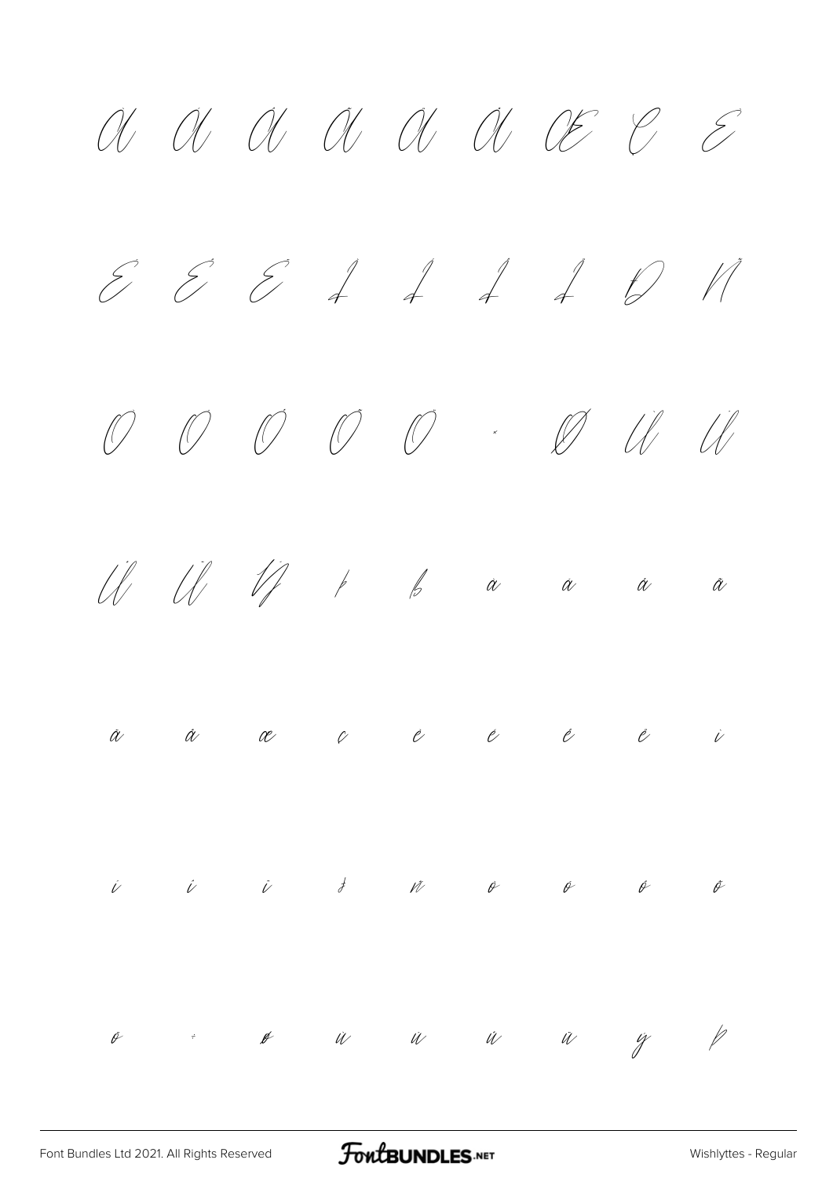À Á Â Ã Ä Å Æ Ç È

É Ê Ë Ì Í Î Ï Ð Ñ

Ò Ó Ô Õ Ö × Ø Ù Ú

Û Ü Ý Þ ß à á â ã

ä å æ ç è é ê ë ì

í î ï ð ñ ò ó ô õ

ö ÷ ø ù ú û ü ý þ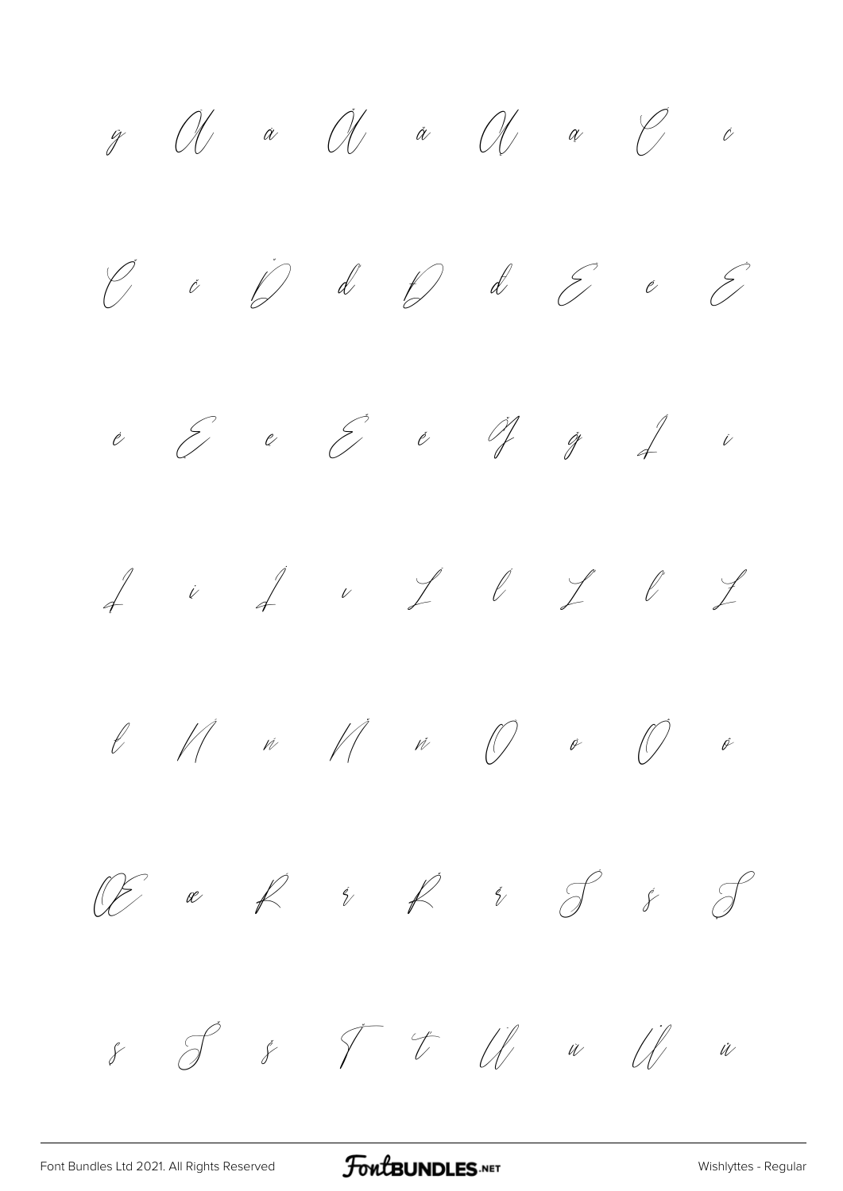ÿ Ā ā Ă ă Ą ą Ć ć

Č č Ď ď Đ đ Ē ē Ė

ė Ę ę Ě ě Ğ ğ Į į

İ ı Ĺ ĺ Ľ ľ Ł ł Ń

ń Ň ň Ő ő Ø ø Œ œ

Ŕ ŕ Ř ř Ś ś Ş ş Š

š Ţ ţ Ū ū Ů ů Ű ű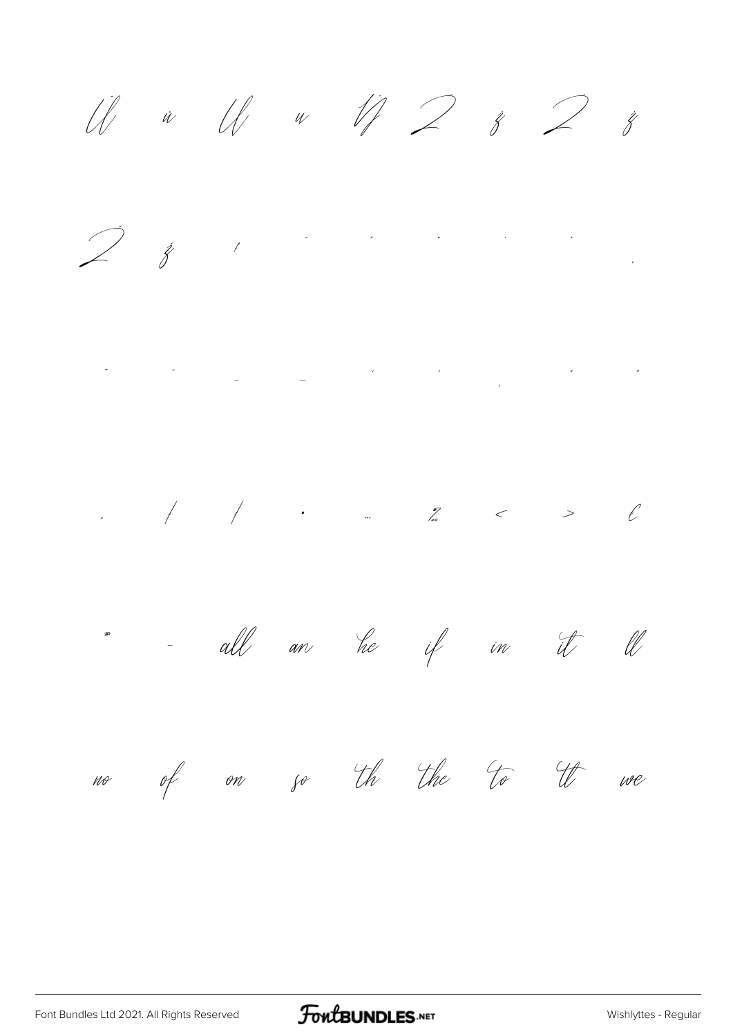Ü ü Ű ű Ÿ Ź ź Ż ż

Ž ž ƒ ˆ ˇ ˘ ˙ ˚ ˛

˜ ˝ – — ' ' ‚ " "

„ † ‡ • … ‰ ‹ › €

™ - all an he if in it ll

no of on so th the to tt we